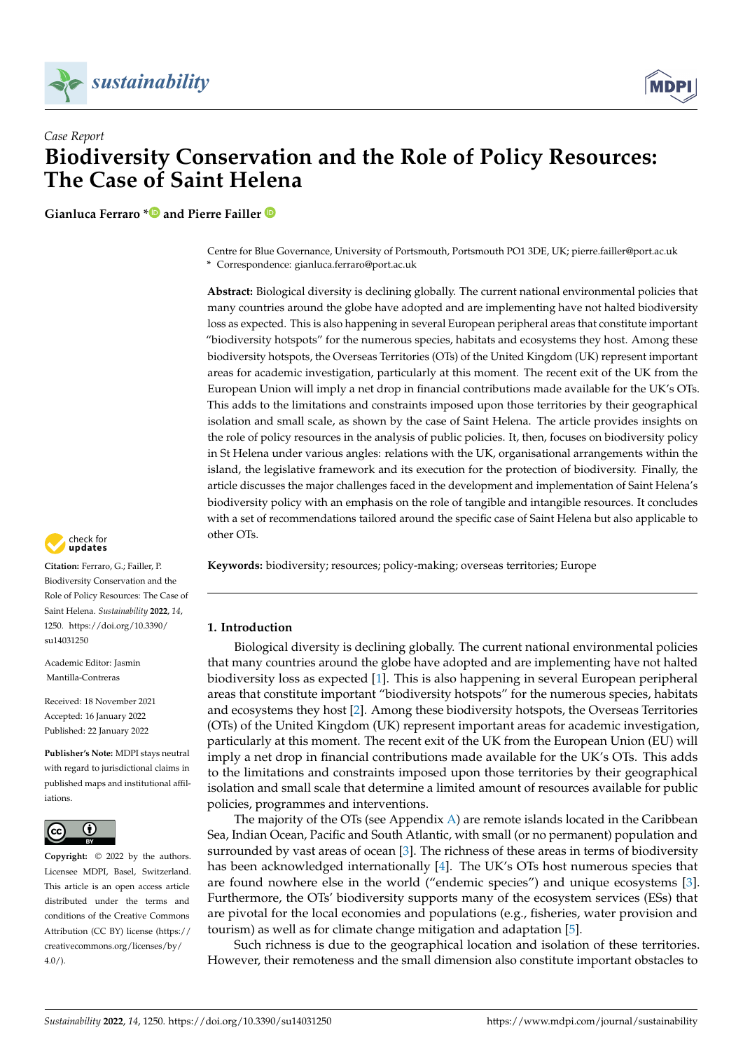*Case Report*

# Biodiversity Conservation and the Role of Policy Resources: The Case of Saint Helena

**Gianluca Ferraro * and Pierre Failler**

Centre for Blue Governance, University of Portsmouth, Portsmouth PO1 3DE, UK; pierre.failler@port.ac.uk
* Correspondence: gianluca.ferraro@port.ac.uk

**Abstract:** Biological diversity is declining globally. The current national environmental policies that many countries around the globe have adopted and are implementing have not halted biodiversity loss as expected. This is also happening in several European peripheral areas that constitute important "biodiversity hotspots" for the numerous species, habitats and ecosystems they host. Among these biodiversity hotspots, the Overseas Territories (OTs) of the United Kingdom (UK) represent important areas for academic investigation, particularly at this moment. The recent exit of the UK from the European Union will imply a net drop in financial contributions made available for the UK's OTs. This adds to the limitations and constraints imposed upon those territories by their geographical isolation and small scale, as shown by the case of Saint Helena. The article provides insights on the role of policy resources in the analysis of public policies. It, then, focuses on biodiversity policy in St Helena under various angles: relations with the UK, organisational arrangements within the island, the legislative framework and its execution for the protection of biodiversity. Finally, the article discusses the major challenges faced in the development and implementation of Saint Helena's biodiversity policy with an emphasis on the role of tangible and intangible resources. It concludes with a set of recommendations tailored around the specific case of Saint Helena but also applicable to other OTs.

**Keywords:** biodiversity; resources; policy-making; overseas territories; Europe

**Citation:** Ferraro, G.; Failler, P. Biodiversity Conservation and the Role of Policy Resources: The Case of Saint Helena. *Sustainability* **2022**, *14*, 1250. https://doi.org/10.3390/su14031250

Academic Editor: Jasmin Mantilla-Contreras

Received: 18 November 2021
Accepted: 16 January 2022
Published: 22 January 2022

**Publisher's Note:** MDPI stays neutral with regard to jurisdictional claims in published maps and institutional affiliations.

**Copyright:** © 2022 by the authors. Licensee MDPI, Basel, Switzerland. This article is an open access article distributed under the terms and conditions of the Creative Commons Attribution (CC BY) license (https://creativecommons.org/licenses/by/4.0/).

## 1. Introduction

Biological diversity is declining globally. The current national environmental policies that many countries around the globe have adopted and are implementing have not halted biodiversity loss as expected [1]. This is also happening in several European peripheral areas that constitute important "biodiversity hotspots" for the numerous species, habitats and ecosystems they host [2]. Among these biodiversity hotspots, the Overseas Territories (OTs) of the United Kingdom (UK) represent important areas for academic investigation, particularly at this moment. The recent exit of the UK from the European Union (EU) will imply a net drop in financial contributions made available for the UK's OTs. This adds to the limitations and constraints imposed upon those territories by their geographical isolation and small scale that determine a limited amount of resources available for public policies, programmes and interventions.

The majority of the OTs (see Appendix A) are remote islands located in the Caribbean Sea, Indian Ocean, Pacific and South Atlantic, with small (or no permanent) population and surrounded by vast areas of ocean [3]. The richness of these areas in terms of biodiversity has been acknowledged internationally [4]. The UK's OTs host numerous species that are found nowhere else in the world ("endemic species") and unique ecosystems [3]. Furthermore, the OTs' biodiversity supports many of the ecosystem services (ESs) that are pivotal for the local economies and populations (e.g., fisheries, water provision and tourism) as well as for climate change mitigation and adaptation [5].

Such richness is due to the geographical location and isolation of these territories. However, their remoteness and the small dimension also constitute important obstacles to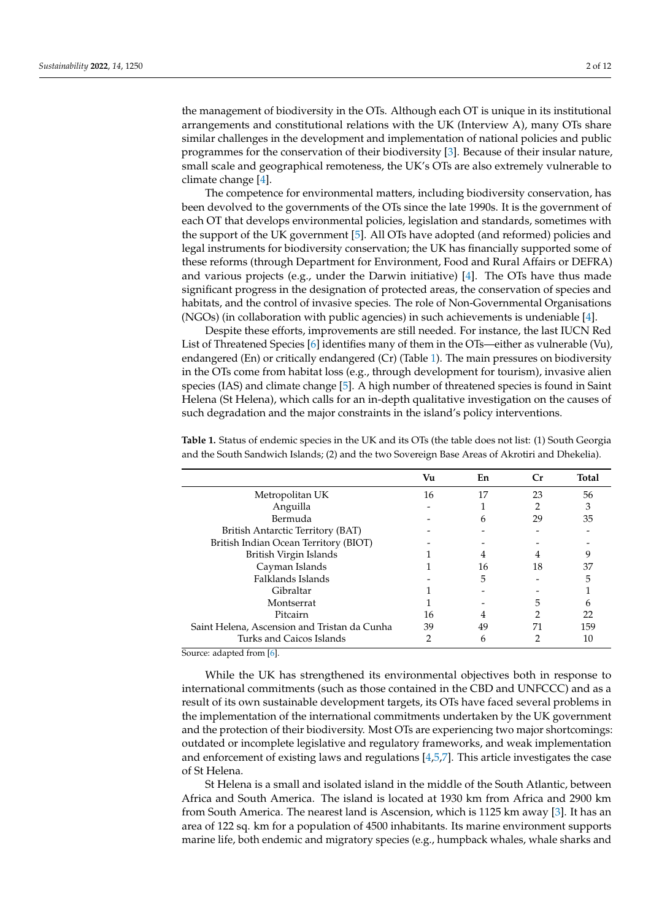the management of biodiversity in the OTs. Although each OT is unique in its institutional arrangements and constitutional relations with the UK (Interview A), many OTs share similar challenges in the development and implementation of national policies and public programmes for the conservation of their biodiversity [3]. Because of their insular nature, small scale and geographical remoteness, the UK's OTs are also extremely vulnerable to climate change [4].

The competence for environmental matters, including biodiversity conservation, has been devolved to the governments of the OTs since the late 1990s. It is the government of each OT that develops environmental policies, legislation and standards, sometimes with the support of the UK government [5]. All OTs have adopted (and reformed) policies and legal instruments for biodiversity conservation; the UK has financially supported some of these reforms (through Department for Environment, Food and Rural Affairs or DEFRA) and various projects (e.g., under the Darwin initiative) [4]. The OTs have thus made significant progress in the designation of protected areas, the conservation of species and habitats, and the control of invasive species. The role of Non-Governmental Organisations (NGOs) (in collaboration with public agencies) in such achievements is undeniable [4].

Despite these efforts, improvements are still needed. For instance, the last IUCN Red List of Threatened Species [6] identifies many of them in the OTs—either as vulnerable (Vu), endangered (En) or critically endangered (Cr) (Table 1). The main pressures on biodiversity in the OTs come from habitat loss (e.g., through development for tourism), invasive alien species (IAS) and climate change [5]. A high number of threatened species is found in Saint Helena (St Helena), which calls for an in-depth qualitative investigation on the causes of such degradation and the major constraints in the island's policy interventions.

**Table 1.** Status of endemic species in the UK and its OTs (the table does not list: (1) South Georgia and the South Sandwich Islands; (2) and the two Sovereign Base Areas of Akrotiri and Dhekelia).

| | Vu | En | Cr | Total |
|---|---|---|---|---|
| Metropolitan UK | 16 | 17 | 23 | 56 |
| Anguilla | - | 1 | 2 | 3 |
| Bermuda | - | 6 | 29 | 35 |
| British Antarctic Territory (BAT) | - | - | - | - |
| British Indian Ocean Territory (BIOT) | - | - | - | - |
| British Virgin Islands | 1 | 4 | 4 | 9 |
| Cayman Islands | 1 | 16 | 18 | 37 |
| Falklands Islands | - | 5 | - | 5 |
| Gibraltar | 1 | - | - | 1 |
| Montserrat | 1 | - | 5 | 6 |
| Pitcairn | 16 | 4 | 2 | 22 |
| Saint Helena, Ascension and Tristan da Cunha | 39 | 49 | 71 | 159 |
| Turks and Caicos Islands | 2 | 6 | 2 | 10 |

Source: adapted from [6].

While the UK has strengthened its environmental objectives both in response to international commitments (such as those contained in the CBD and UNFCCC) and as a result of its own sustainable development targets, its OTs have faced several problems in the implementation of the international commitments undertaken by the UK government and the protection of their biodiversity. Most OTs are experiencing two major shortcomings: outdated or incomplete legislative and regulatory frameworks, and weak implementation and enforcement of existing laws and regulations [4,5,7]. This article investigates the case of St Helena.

St Helena is a small and isolated island in the middle of the South Atlantic, between Africa and South America. The island is located at 1930 km from Africa and 2900 km from South America. The nearest land is Ascension, which is 1125 km away [3]. It has an area of 122 sq. km for a population of 4500 inhabitants. Its marine environment supports marine life, both endemic and migratory species (e.g., humpback whales, whale sharks and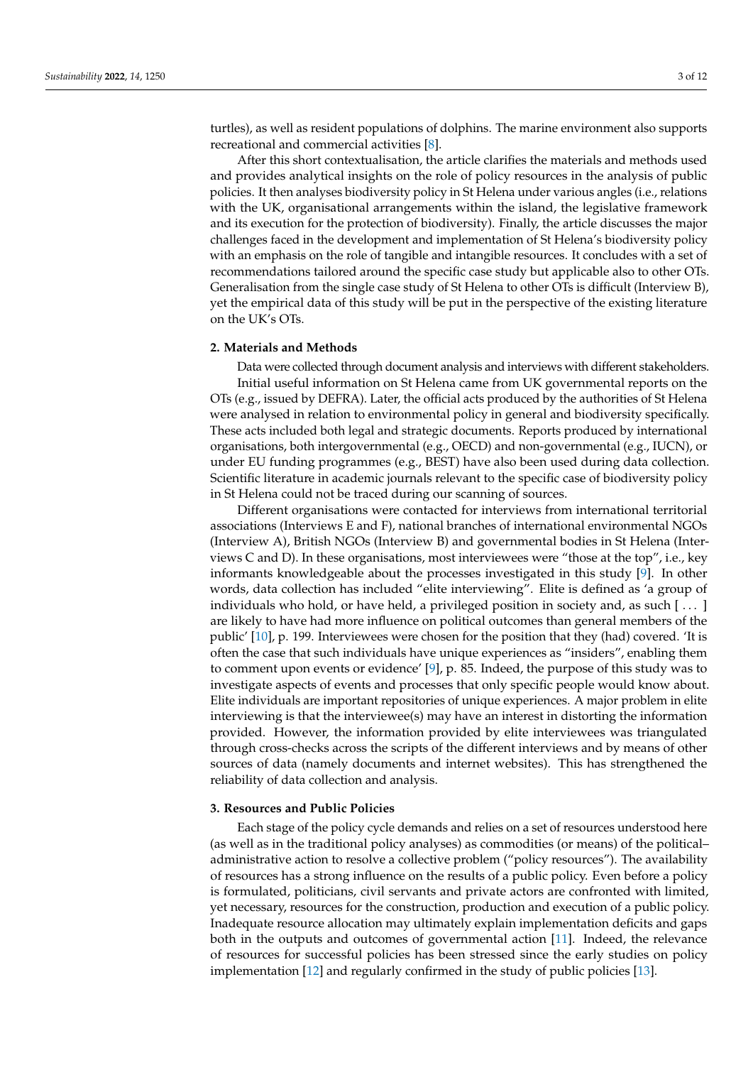turtles), as well as resident populations of dolphins. The marine environment also supports recreational and commercial activities [8].

After this short contextualisation, the article clarifies the materials and methods used and provides analytical insights on the role of policy resources in the analysis of public policies. It then analyses biodiversity policy in St Helena under various angles (i.e., relations with the UK, organisational arrangements within the island, the legislative framework and its execution for the protection of biodiversity). Finally, the article discusses the major challenges faced in the development and implementation of St Helena's biodiversity policy with an emphasis on the role of tangible and intangible resources. It concludes with a set of recommendations tailored around the specific case study but applicable also to other OTs. Generalisation from the single case study of St Helena to other OTs is difficult (Interview B), yet the empirical data of this study will be put in the perspective of the existing literature on the UK's OTs.

## 2. Materials and Methods

Data were collected through document analysis and interviews with different stakeholders.

Initial useful information on St Helena came from UK governmental reports on the OTs (e.g., issued by DEFRA). Later, the official acts produced by the authorities of St Helena were analysed in relation to environmental policy in general and biodiversity specifically. These acts included both legal and strategic documents. Reports produced by international organisations, both intergovernmental (e.g., OECD) and non-governmental (e.g., IUCN), or under EU funding programmes (e.g., BEST) have also been used during data collection. Scientific literature in academic journals relevant to the specific case of biodiversity policy in St Helena could not be traced during our scanning of sources.

Different organisations were contacted for interviews from international territorial associations (Interviews E and F), national branches of international environmental NGOs (Interview A), British NGOs (Interview B) and governmental bodies in St Helena (Interviews C and D). In these organisations, most interviewees were "those at the top", i.e., key informants knowledgeable about the processes investigated in this study [9]. In other words, data collection has included "elite interviewing". Elite is defined as 'a group of individuals who hold, or have held, a privileged position in society and, as such [ . . . ] are likely to have had more influence on political outcomes than general members of the public' [10], p. 199. Interviewees were chosen for the position that they (had) covered. 'It is often the case that such individuals have unique experiences as "insiders", enabling them to comment upon events or evidence' [9], p. 85. Indeed, the purpose of this study was to investigate aspects of events and processes that only specific people would know about. Elite individuals are important repositories of unique experiences. A major problem in elite interviewing is that the interviewee(s) may have an interest in distorting the information provided. However, the information provided by elite interviewees was triangulated through cross-checks across the scripts of the different interviews and by means of other sources of data (namely documents and internet websites). This has strengthened the reliability of data collection and analysis.

## 3. Resources and Public Policies

Each stage of the policy cycle demands and relies on a set of resources understood here (as well as in the traditional policy analyses) as commodities (or means) of the political–administrative action to resolve a collective problem ("policy resources"). The availability of resources has a strong influence on the results of a public policy. Even before a policy is formulated, politicians, civil servants and private actors are confronted with limited, yet necessary, resources for the construction, production and execution of a public policy. Inadequate resource allocation may ultimately explain implementation deficits and gaps both in the outputs and outcomes of governmental action [11]. Indeed, the relevance of resources for successful policies has been stressed since the early studies on policy implementation [12] and regularly confirmed in the study of public policies [13].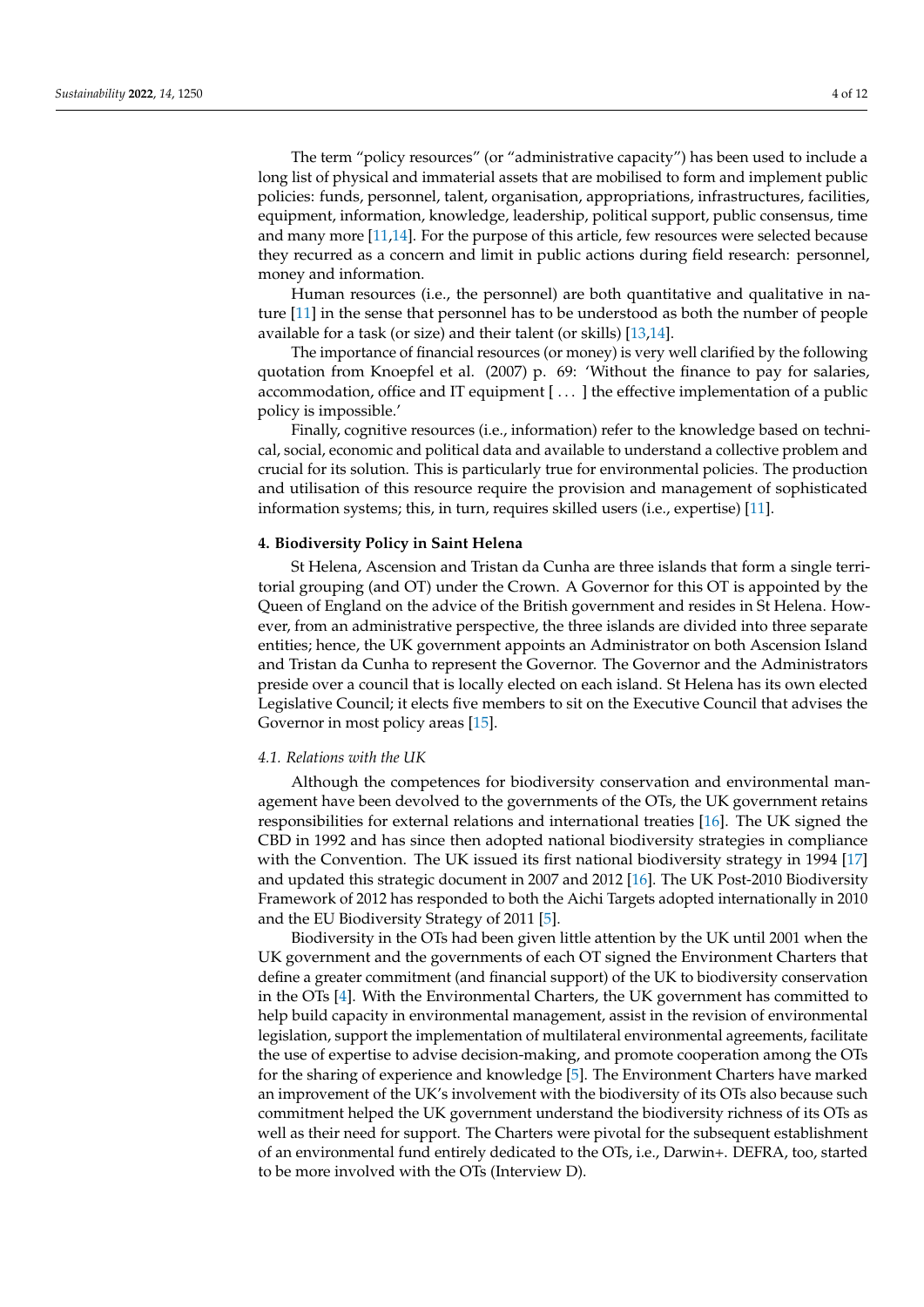The term “policy resources” (or “administrative capacity”) has been used to include a long list of physical and immaterial assets that are mobilised to form and implement public policies: funds, personnel, talent, organisation, appropriations, infrastructures, facilities, equipment, information, knowledge, leadership, political support, public consensus, time and many more [11,14]. For the purpose of this article, few resources were selected because they recurred as a concern and limit in public actions during field research: personnel, money and information.

Human resources (i.e., the personnel) are both quantitative and qualitative in nature [11] in the sense that personnel has to be understood as both the number of people available for a task (or size) and their talent (or skills) [13,14].

The importance of financial resources (or money) is very well clarified by the following quotation from Knoepfel et al. (2007) p. 69: ‘Without the finance to pay for salaries, accommodation, office and IT equipment [ . . . ] the effective implementation of a public policy is impossible.’

Finally, cognitive resources (i.e., information) refer to the knowledge based on technical, social, economic and political data and available to understand a collective problem and crucial for its solution. This is particularly true for environmental policies. The production and utilisation of this resource require the provision and management of sophisticated information systems; this, in turn, requires skilled users (i.e., expertise) [11].

## 4. Biodiversity Policy in Saint Helena

St Helena, Ascension and Tristan da Cunha are three islands that form a single territorial grouping (and OT) under the Crown. A Governor for this OT is appointed by the Queen of England on the advice of the British government and resides in St Helena. However, from an administrative perspective, the three islands are divided into three separate entities; hence, the UK government appoints an Administrator on both Ascension Island and Tristan da Cunha to represent the Governor. The Governor and the Administrators preside over a council that is locally elected on each island. St Helena has its own elected Legislative Council; it elects five members to sit on the Executive Council that advises the Governor in most policy areas [15].

### *4.1. Relations with the UK*

Although the competences for biodiversity conservation and environmental management have been devolved to the governments of the OTs, the UK government retains responsibilities for external relations and international treaties [16]. The UK signed the CBD in 1992 and has since then adopted national biodiversity strategies in compliance with the Convention. The UK issued its first national biodiversity strategy in 1994 [17] and updated this strategic document in 2007 and 2012 [16]. The UK Post-2010 Biodiversity Framework of 2012 has responded to both the Aichi Targets adopted internationally in 2010 and the EU Biodiversity Strategy of 2011 [5].

Biodiversity in the OTs had been given little attention by the UK until 2001 when the UK government and the governments of each OT signed the Environment Charters that define a greater commitment (and financial support) of the UK to biodiversity conservation in the OTs [4]. With the Environmental Charters, the UK government has committed to help build capacity in environmental management, assist in the revision of environmental legislation, support the implementation of multilateral environmental agreements, facilitate the use of expertise to advise decision-making, and promote cooperation among the OTs for the sharing of experience and knowledge [5]. The Environment Charters have marked an improvement of the UK’s involvement with the biodiversity of its OTs also because such commitment helped the UK government understand the biodiversity richness of its OTs as well as their need for support. The Charters were pivotal for the subsequent establishment of an environmental fund entirely dedicated to the OTs, i.e., Darwin+. DEFRA, too, started to be more involved with the OTs (Interview D).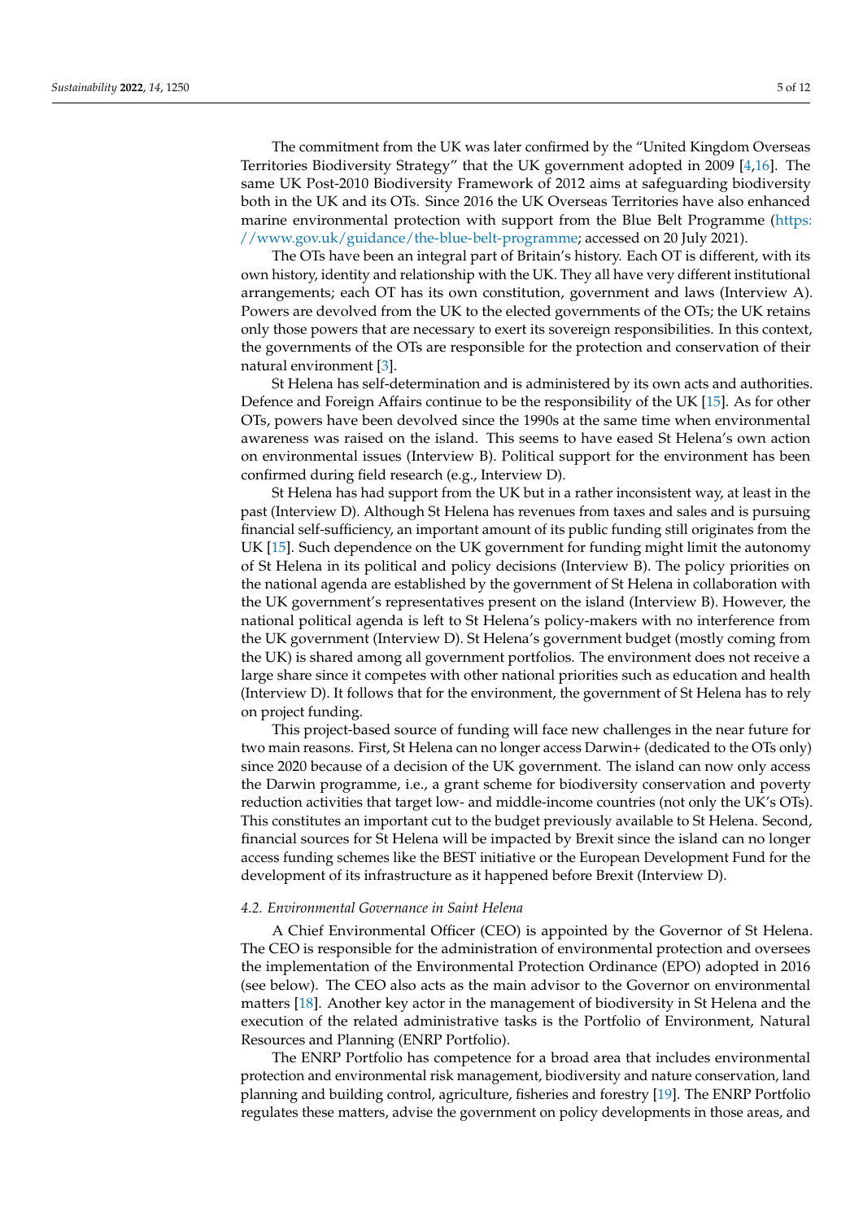The commitment from the UK was later confirmed by the "United Kingdom Overseas Territories Biodiversity Strategy" that the UK government adopted in 2009 [4,16]. The same UK Post-2010 Biodiversity Framework of 2012 aims at safeguarding biodiversity both in the UK and its OTs. Since 2016 the UK Overseas Territories have also enhanced marine environmental protection with support from the Blue Belt Programme (https://www.gov.uk/guidance/the-blue-belt-programme; accessed on 20 July 2021).

The OTs have been an integral part of Britain's history. Each OT is different, with its own history, identity and relationship with the UK. They all have very different institutional arrangements; each OT has its own constitution, government and laws (Interview A). Powers are devolved from the UK to the elected governments of the OTs; the UK retains only those powers that are necessary to exert its sovereign responsibilities. In this context, the governments of the OTs are responsible for the protection and conservation of their natural environment [3].

St Helena has self-determination and is administered by its own acts and authorities. Defence and Foreign Affairs continue to be the responsibility of the UK [15]. As for other OTs, powers have been devolved since the 1990s at the same time when environmental awareness was raised on the island. This seems to have eased St Helena's own action on environmental issues (Interview B). Political support for the environment has been confirmed during field research (e.g., Interview D).

St Helena has had support from the UK but in a rather inconsistent way, at least in the past (Interview D). Although St Helena has revenues from taxes and sales and is pursuing financial self-sufficiency, an important amount of its public funding still originates from the UK [15]. Such dependence on the UK government for funding might limit the autonomy of St Helena in its political and policy decisions (Interview B). The policy priorities on the national agenda are established by the government of St Helena in collaboration with the UK government's representatives present on the island (Interview B). However, the national political agenda is left to St Helena's policy-makers with no interference from the UK government (Interview D). St Helena's government budget (mostly coming from the UK) is shared among all government portfolios. The environment does not receive a large share since it competes with other national priorities such as education and health (Interview D). It follows that for the environment, the government of St Helena has to rely on project funding.

This project-based source of funding will face new challenges in the near future for two main reasons. First, St Helena can no longer access Darwin+ (dedicated to the OTs only) since 2020 because of a decision of the UK government. The island can now only access the Darwin programme, i.e., a grant scheme for biodiversity conservation and poverty reduction activities that target low- and middle-income countries (not only the UK's OTs). This constitutes an important cut to the budget previously available to St Helena. Second, financial sources for St Helena will be impacted by Brexit since the island can no longer access funding schemes like the BEST initiative or the European Development Fund for the development of its infrastructure as it happened before Brexit (Interview D).

### *4.2. Environmental Governance in Saint Helena*

A Chief Environmental Officer (CEO) is appointed by the Governor of St Helena. The CEO is responsible for the administration of environmental protection and oversees the implementation of the Environmental Protection Ordinance (EPO) adopted in 2016 (see below). The CEO also acts as the main advisor to the Governor on environmental matters [18]. Another key actor in the management of biodiversity in St Helena and the execution of the related administrative tasks is the Portfolio of Environment, Natural Resources and Planning (ENRP Portfolio).

The ENRP Portfolio has competence for a broad area that includes environmental protection and environmental risk management, biodiversity and nature conservation, land planning and building control, agriculture, fisheries and forestry [19]. The ENRP Portfolio regulates these matters, advise the government on policy developments in those areas, and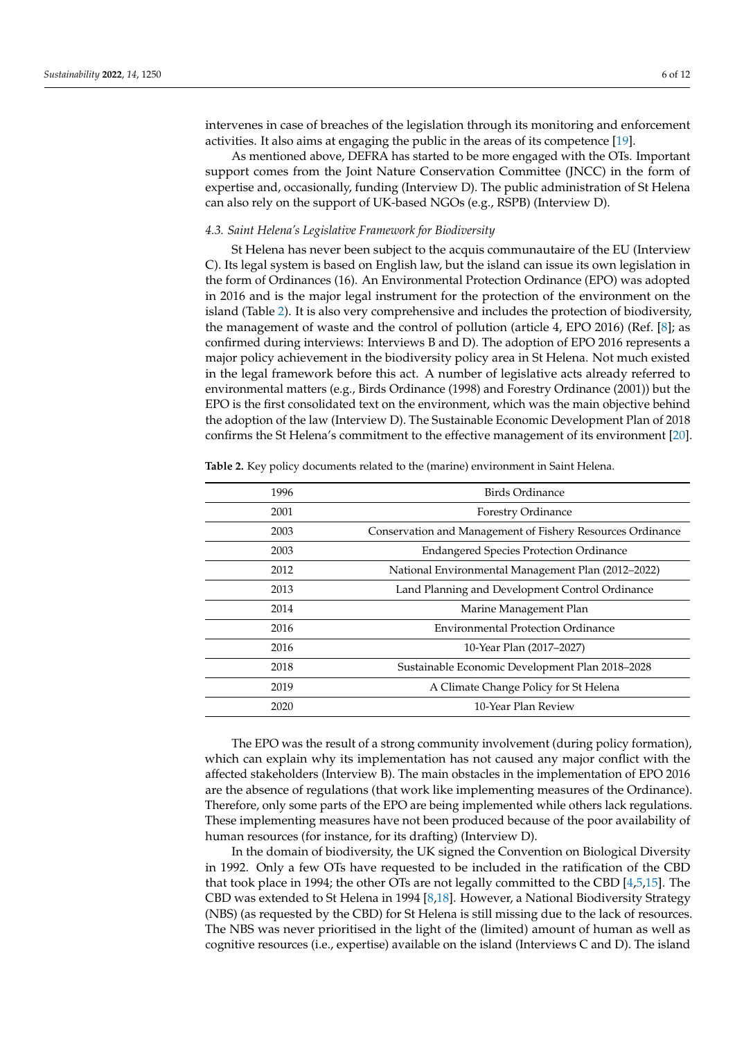intervenes in case of breaches of the legislation through its monitoring and enforcement activities. It also aims at engaging the public in the areas of its competence [19].

As mentioned above, DEFRA has started to be more engaged with the OTs. Important support comes from the Joint Nature Conservation Committee (JNCC) in the form of expertise and, occasionally, funding (Interview D). The public administration of St Helena can also rely on the support of UK-based NGOs (e.g., RSPB) (Interview D).

### 4.3. Saint Helena's Legislative Framework for Biodiversity

St Helena has never been subject to the acquis communautaire of the EU (Interview C). Its legal system is based on English law, but the island can issue its own legislation in the form of Ordinances (16). An Environmental Protection Ordinance (EPO) was adopted in 2016 and is the major legal instrument for the protection of the environment on the island (Table 2). It is also very comprehensive and includes the protection of biodiversity, the management of waste and the control of pollution (article 4, EPO 2016) (Ref. [8]; as confirmed during interviews: Interviews B and D). The adoption of EPO 2016 represents a major policy achievement in the biodiversity policy area in St Helena. Not much existed in the legal framework before this act. A number of legislative acts already referred to environmental matters (e.g., Birds Ordinance (1998) and Forestry Ordinance (2001)) but the EPO is the first consolidated text on the environment, which was the main objective behind the adoption of the law (Interview D). The Sustainable Economic Development Plan of 2018 confirms the St Helena's commitment to the effective management of its environment [20].

**Table 2.** Key policy documents related to the (marine) environment in Saint Helena.

| | |
|---|---|
| 1996 | Birds Ordinance |
| 2001 | Forestry Ordinance |
| 2003 | Conservation and Management of Fishery Resources Ordinance |
| 2003 | Endangered Species Protection Ordinance |
| 2012 | National Environmental Management Plan (2012–2022) |
| 2013 | Land Planning and Development Control Ordinance |
| 2014 | Marine Management Plan |
| 2016 | Environmental Protection Ordinance |
| 2016 | 10-Year Plan (2017–2027) |
| 2018 | Sustainable Economic Development Plan 2018–2028 |
| 2019 | A Climate Change Policy for St Helena |
| 2020 | 10-Year Plan Review |

The EPO was the result of a strong community involvement (during policy formation), which can explain why its implementation has not caused any major conflict with the affected stakeholders (Interview B). The main obstacles in the implementation of EPO 2016 are the absence of regulations (that work like implementing measures of the Ordinance). Therefore, only some parts of the EPO are being implemented while others lack regulations. These implementing measures have not been produced because of the poor availability of human resources (for instance, for its drafting) (Interview D).

In the domain of biodiversity, the UK signed the Convention on Biological Diversity in 1992. Only a few OTs have requested to be included in the ratification of the CBD that took place in 1994; the other OTs are not legally committed to the CBD [4,5,15]. The CBD was extended to St Helena in 1994 [8,18]. However, a National Biodiversity Strategy (NBS) (as requested by the CBD) for St Helena is still missing due to the lack of resources. The NBS was never prioritised in the light of the (limited) amount of human as well as cognitive resources (i.e., expertise) available on the island (Interviews C and D). The island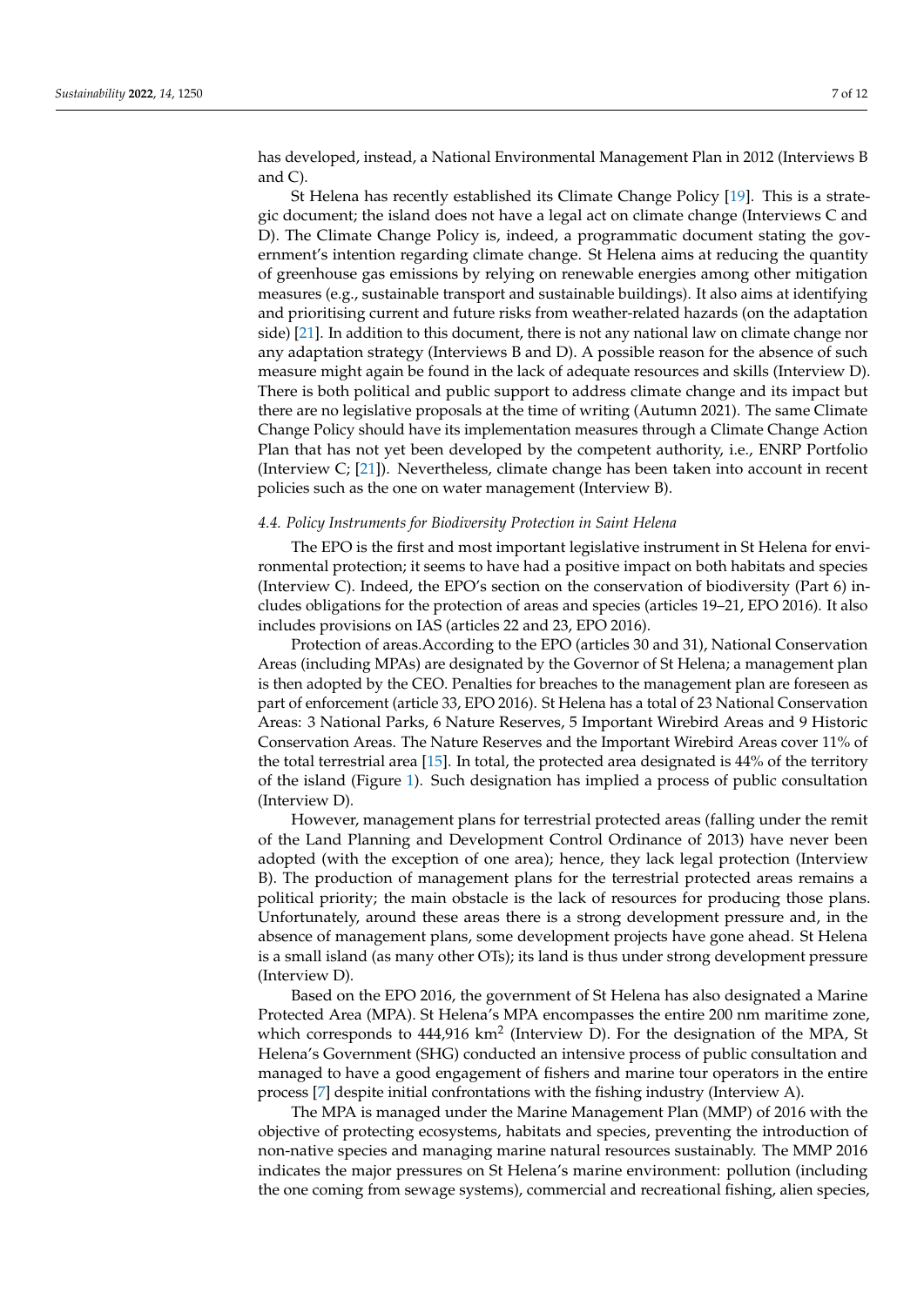has developed, instead, a National Environmental Management Plan in 2012 (Interviews B and C).

St Helena has recently established its Climate Change Policy [19]. This is a strategic document; the island does not have a legal act on climate change (Interviews C and D). The Climate Change Policy is, indeed, a programmatic document stating the government's intention regarding climate change. St Helena aims at reducing the quantity of greenhouse gas emissions by relying on renewable energies among other mitigation measures (e.g., sustainable transport and sustainable buildings). It also aims at identifying and prioritising current and future risks from weather-related hazards (on the adaptation side) [21]. In addition to this document, there is not any national law on climate change nor any adaptation strategy (Interviews B and D). A possible reason for the absence of such measure might again be found in the lack of adequate resources and skills (Interview D). There is both political and public support to address climate change and its impact but there are no legislative proposals at the time of writing (Autumn 2021). The same Climate Change Policy should have its implementation measures through a Climate Change Action Plan that has not yet been developed by the competent authority, i.e., ENRP Portfolio (Interview C; [21]). Nevertheless, climate change has been taken into account in recent policies such as the one on water management (Interview B).

### *4.4. Policy Instruments for Biodiversity Protection in Saint Helena*

The EPO is the first and most important legislative instrument in St Helena for environmental protection; it seems to have had a positive impact on both habitats and species (Interview C). Indeed, the EPO's section on the conservation of biodiversity (Part 6) includes obligations for the protection of areas and species (articles 19–21, EPO 2016). It also includes provisions on IAS (articles 22 and 23, EPO 2016).

Protection of areas.According to the EPO (articles 30 and 31), National Conservation Areas (including MPAs) are designated by the Governor of St Helena; a management plan is then adopted by the CEO. Penalties for breaches to the management plan are foreseen as part of enforcement (article 33, EPO 2016). St Helena has a total of 23 National Conservation Areas: 3 National Parks, 6 Nature Reserves, 5 Important Wirebird Areas and 9 Historic Conservation Areas. The Nature Reserves and the Important Wirebird Areas cover 11% of the total terrestrial area [15]. In total, the protected area designated is 44% of the territory of the island (Figure 1). Such designation has implied a process of public consultation (Interview D).

However, management plans for terrestrial protected areas (falling under the remit of the Land Planning and Development Control Ordinance of 2013) have never been adopted (with the exception of one area); hence, they lack legal protection (Interview B). The production of management plans for the terrestrial protected areas remains a political priority; the main obstacle is the lack of resources for producing those plans. Unfortunately, around these areas there is a strong development pressure and, in the absence of management plans, some development projects have gone ahead. St Helena is a small island (as many other OTs); its land is thus under strong development pressure (Interview D).

Based on the EPO 2016, the government of St Helena has also designated a Marine Protected Area (MPA). St Helena's MPA encompasses the entire 200 nm maritime zone, which corresponds to 444,916 km$^2$ (Interview D). For the designation of the MPA, St Helena's Government (SHG) conducted an intensive process of public consultation and managed to have a good engagement of fishers and marine tour operators in the entire process [7] despite initial confrontations with the fishing industry (Interview A).

The MPA is managed under the Marine Management Plan (MMP) of 2016 with the objective of protecting ecosystems, habitats and species, preventing the introduction of non-native species and managing marine natural resources sustainably. The MMP 2016 indicates the major pressures on St Helena's marine environment: pollution (including the one coming from sewage systems), commercial and recreational fishing, alien species,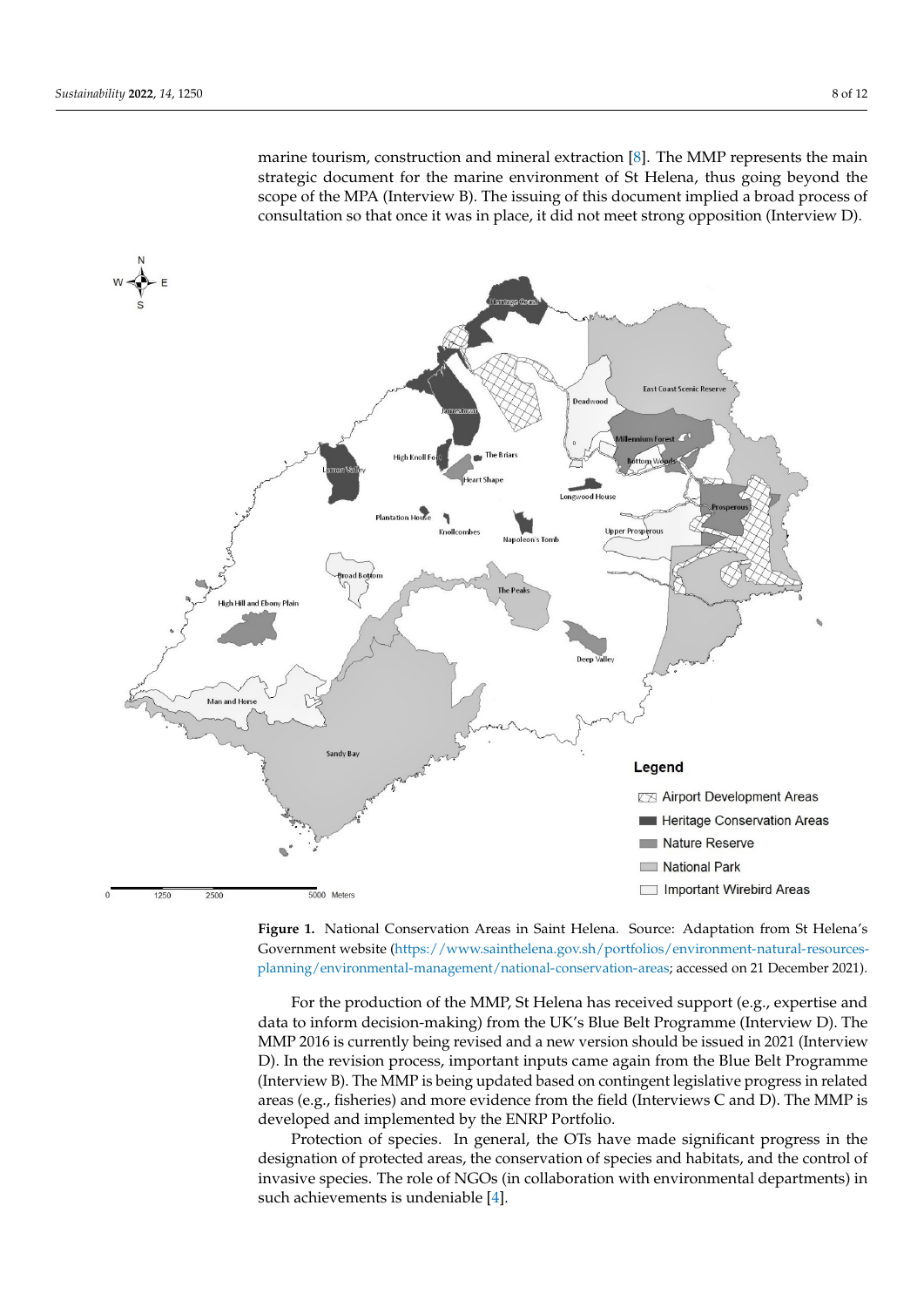marine tourism, construction and mineral extraction [8]. The MMP represents the main strategic document for the marine environment of St Helena, thus going beyond the scope of the MPA (Interview B). The issuing of this document implied a broad process of consultation so that once it was in place, it did not meet strong opposition (Interview D).

**Figure 1.** National Conservation Areas in Saint Helena. Source: Adaptation from St Helena's Government website (https://www.sainthelena.gov.sh/portfolios/environment-natural-resources-planning/environmental-management/national-conservation-areas; accessed on 21 December 2021).

For the production of the MMP, St Helena has received support (e.g., expertise and data to inform decision-making) from the UK's Blue Belt Programme (Interview D). The MMP 2016 is currently being revised and a new version should be issued in 2021 (Interview D). In the revision process, important inputs came again from the Blue Belt Programme (Interview B). The MMP is being updated based on contingent legislative progress in related areas (e.g., fisheries) and more evidence from the field (Interviews C and D). The MMP is developed and implemented by the ENRP Portfolio.

Protection of species. In general, the OTs have made significant progress in the designation of protected areas, the conservation of species and habitats, and the control of invasive species. The role of NGOs (in collaboration with environmental departments) in such achievements is undeniable [4].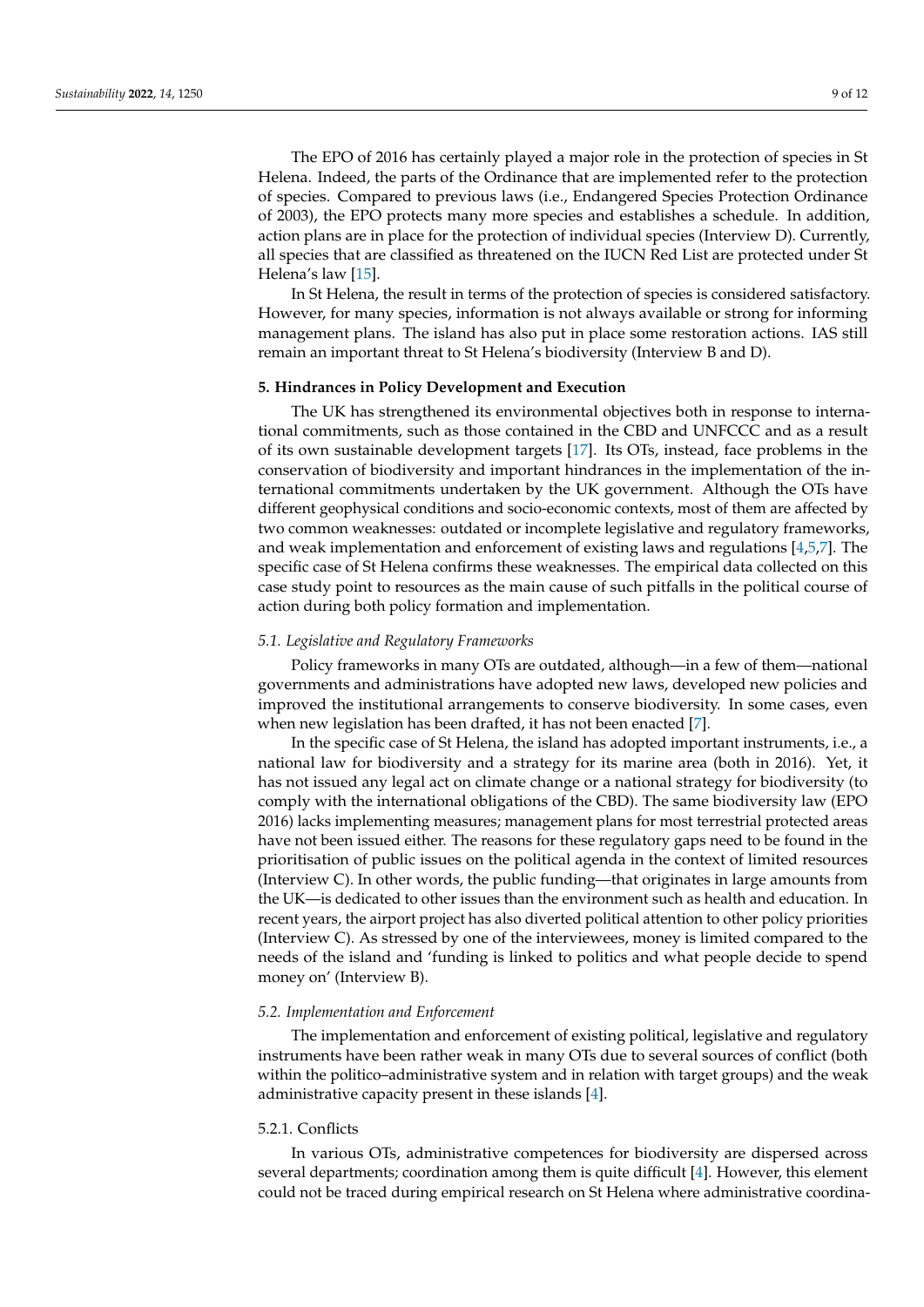The EPO of 2016 has certainly played a major role in the protection of species in St Helena. Indeed, the parts of the Ordinance that are implemented refer to the protection of species. Compared to previous laws (i.e., Endangered Species Protection Ordinance of 2003), the EPO protects many more species and establishes a schedule. In addition, action plans are in place for the protection of individual species (Interview D). Currently, all species that are classified as threatened on the IUCN Red List are protected under St Helena's law [15].

In St Helena, the result in terms of the protection of species is considered satisfactory. However, for many species, information is not always available or strong for informing management plans. The island has also put in place some restoration actions. IAS still remain an important threat to St Helena's biodiversity (Interview B and D).

## 5. Hindrances in Policy Development and Execution

The UK has strengthened its environmental objectives both in response to international commitments, such as those contained in the CBD and UNFCCC and as a result of its own sustainable development targets [17]. Its OTs, instead, face problems in the conservation of biodiversity and important hindrances in the implementation of the international commitments undertaken by the UK government. Although the OTs have different geophysical conditions and socio-economic contexts, most of them are affected by two common weaknesses: outdated or incomplete legislative and regulatory frameworks, and weak implementation and enforcement of existing laws and regulations [4,5,7]. The specific case of St Helena confirms these weaknesses. The empirical data collected on this case study point to resources as the main cause of such pitfalls in the political course of action during both policy formation and implementation.

### *5.1. Legislative and Regulatory Frameworks*

Policy frameworks in many OTs are outdated, although—in a few of them—national governments and administrations have adopted new laws, developed new policies and improved the institutional arrangements to conserve biodiversity. In some cases, even when new legislation has been drafted, it has not been enacted [7].

In the specific case of St Helena, the island has adopted important instruments, i.e., a national law for biodiversity and a strategy for its marine area (both in 2016). Yet, it has not issued any legal act on climate change or a national strategy for biodiversity (to comply with the international obligations of the CBD). The same biodiversity law (EPO 2016) lacks implementing measures; management plans for most terrestrial protected areas have not been issued either. The reasons for these regulatory gaps need to be found in the prioritisation of public issues on the political agenda in the context of limited resources (Interview C). In other words, the public funding—that originates in large amounts from the UK—is dedicated to other issues than the environment such as health and education. In recent years, the airport project has also diverted political attention to other policy priorities (Interview C). As stressed by one of the interviewees, money is limited compared to the needs of the island and 'funding is linked to politics and what people decide to spend money on' (Interview B).

### *5.2. Implementation and Enforcement*

The implementation and enforcement of existing political, legislative and regulatory instruments have been rather weak in many OTs due to several sources of conflict (both within the politico–administrative system and in relation with target groups) and the weak administrative capacity present in these islands [4].

#### 5.2.1. Conflicts

In various OTs, administrative competences for biodiversity are dispersed across several departments; coordination among them is quite difficult [4]. However, this element could not be traced during empirical research on St Helena where administrative coordina-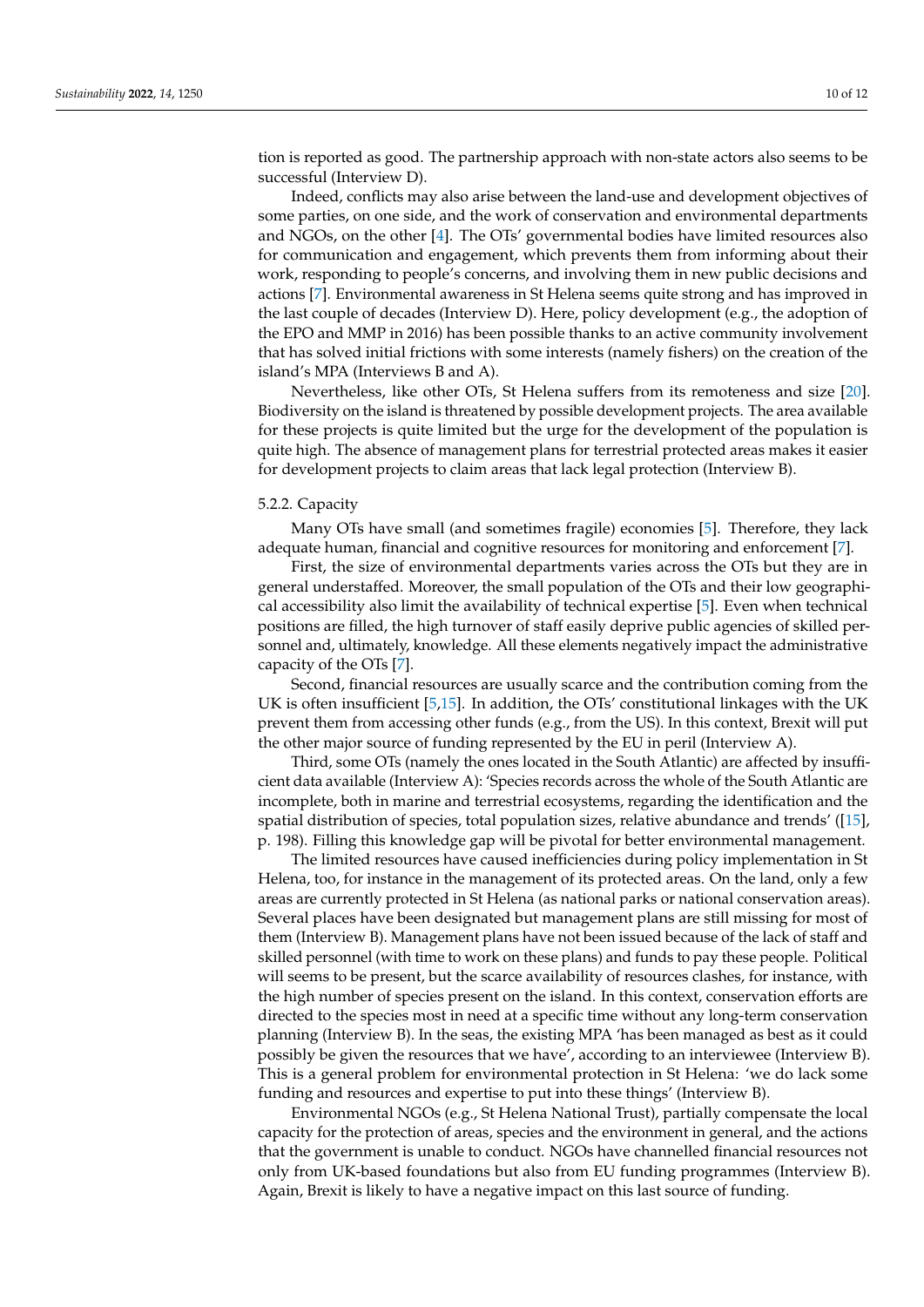tion is reported as good. The partnership approach with non-state actors also seems to be successful (Interview D).

Indeed, conflicts may also arise between the land-use and development objectives of some parties, on one side, and the work of conservation and environmental departments and NGOs, on the other [4]. The OTs' governmental bodies have limited resources also for communication and engagement, which prevents them from informing about their work, responding to people's concerns, and involving them in new public decisions and actions [7]. Environmental awareness in St Helena seems quite strong and has improved in the last couple of decades (Interview D). Here, policy development (e.g., the adoption of the EPO and MMP in 2016) has been possible thanks to an active community involvement that has solved initial frictions with some interests (namely fishers) on the creation of the island's MPA (Interviews B and A).

Nevertheless, like other OTs, St Helena suffers from its remoteness and size [20]. Biodiversity on the island is threatened by possible development projects. The area available for these projects is quite limited but the urge for the development of the population is quite high. The absence of management plans for terrestrial protected areas makes it easier for development projects to claim areas that lack legal protection (Interview B).

#### 5.2.2. Capacity

Many OTs have small (and sometimes fragile) economies [5]. Therefore, they lack adequate human, financial and cognitive resources for monitoring and enforcement [7].

First, the size of environmental departments varies across the OTs but they are in general understaffed. Moreover, the small population of the OTs and their low geographical accessibility also limit the availability of technical expertise [5]. Even when technical positions are filled, the high turnover of staff easily deprive public agencies of skilled personnel and, ultimately, knowledge. All these elements negatively impact the administrative capacity of the OTs [7].

Second, financial resources are usually scarce and the contribution coming from the UK is often insufficient [5,15]. In addition, the OTs' constitutional linkages with the UK prevent them from accessing other funds (e.g., from the US). In this context, Brexit will put the other major source of funding represented by the EU in peril (Interview A).

Third, some OTs (namely the ones located in the South Atlantic) are affected by insufficient data available (Interview A): 'Species records across the whole of the South Atlantic are incomplete, both in marine and terrestrial ecosystems, regarding the identification and the spatial distribution of species, total population sizes, relative abundance and trends' ([15], p. 198). Filling this knowledge gap will be pivotal for better environmental management.

The limited resources have caused inefficiencies during policy implementation in St Helena, too, for instance in the management of its protected areas. On the land, only a few areas are currently protected in St Helena (as national parks or national conservation areas). Several places have been designated but management plans are still missing for most of them (Interview B). Management plans have not been issued because of the lack of staff and skilled personnel (with time to work on these plans) and funds to pay these people. Political will seems to be present, but the scarce availability of resources clashes, for instance, with the high number of species present on the island. In this context, conservation efforts are directed to the species most in need at a specific time without any long-term conservation planning (Interview B). In the seas, the existing MPA 'has been managed as best as it could possibly be given the resources that we have', according to an interviewee (Interview B). This is a general problem for environmental protection in St Helena: 'we do lack some funding and resources and expertise to put into these things' (Interview B).

Environmental NGOs (e.g., St Helena National Trust), partially compensate the local capacity for the protection of areas, species and the environment in general, and the actions that the government is unable to conduct. NGOs have channelled financial resources not only from UK-based foundations but also from EU funding programmes (Interview B). Again, Brexit is likely to have a negative impact on this last source of funding.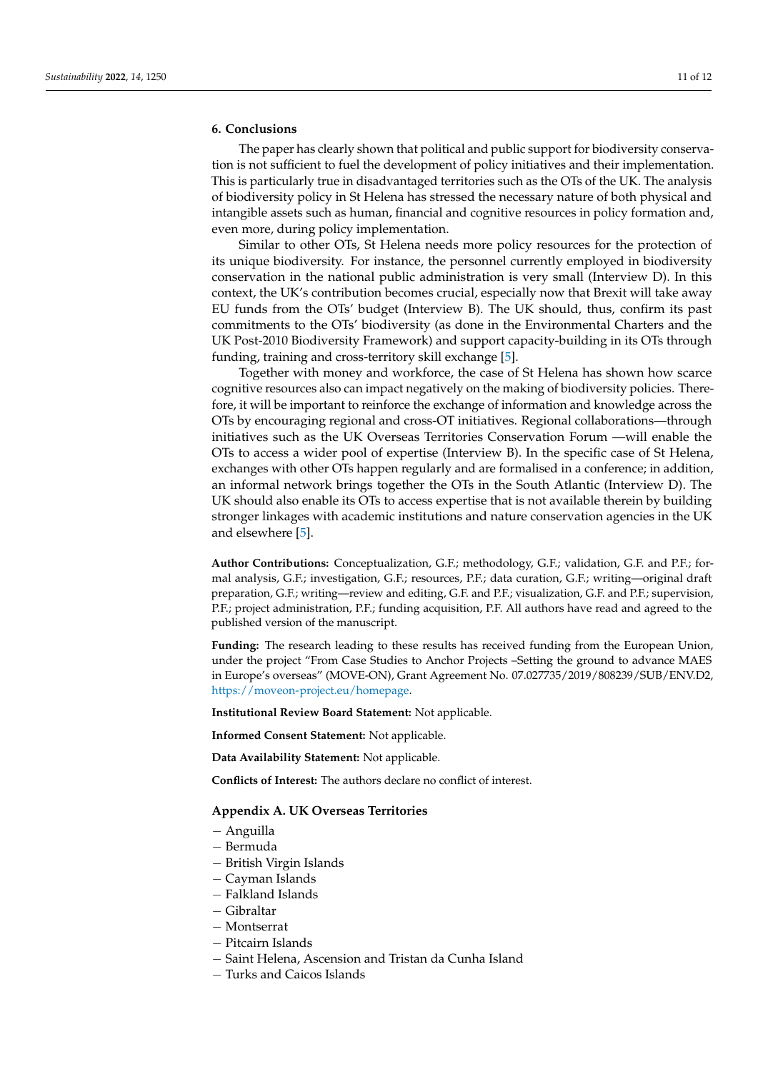## 6. Conclusions

The paper has clearly shown that political and public support for biodiversity conservation is not sufficient to fuel the development of policy initiatives and their implementation. This is particularly true in disadvantaged territories such as the OTs of the UK. The analysis of biodiversity policy in St Helena has stressed the necessary nature of both physical and intangible assets such as human, financial and cognitive resources in policy formation and, even more, during policy implementation.

Similar to other OTs, St Helena needs more policy resources for the protection of its unique biodiversity. For instance, the personnel currently employed in biodiversity conservation in the national public administration is very small (Interview D). In this context, the UK's contribution becomes crucial, especially now that Brexit will take away EU funds from the OTs' budget (Interview B). The UK should, thus, confirm its past commitments to the OTs' biodiversity (as done in the Environmental Charters and the UK Post-2010 Biodiversity Framework) and support capacity-building in its OTs through funding, training and cross-territory skill exchange [5].

Together with money and workforce, the case of St Helena has shown how scarce cognitive resources also can impact negatively on the making of biodiversity policies. Therefore, it will be important to reinforce the exchange of information and knowledge across the OTs by encouraging regional and cross-OT initiatives. Regional collaborations—through initiatives such as the UK Overseas Territories Conservation Forum —will enable the OTs to access a wider pool of expertise (Interview B). In the specific case of St Helena, exchanges with other OTs happen regularly and are formalised in a conference; in addition, an informal network brings together the OTs in the South Atlantic (Interview D). The UK should also enable its OTs to access expertise that is not available therein by building stronger linkages with academic institutions and nature conservation agencies in the UK and elsewhere [5].

**Author Contributions:** Conceptualization, G.F.; methodology, G.F.; validation, G.F. and P.F.; formal analysis, G.F.; investigation, G.F.; resources, P.F.; data curation, G.F.; writing—original draft preparation, G.F.; writing—review and editing, G.F. and P.F.; visualization, G.F. and P.F.; supervision, P.F.; project administration, P.F.; funding acquisition, P.F. All authors have read and agreed to the published version of the manuscript.

**Funding:** The research leading to these results has received funding from the European Union, under the project "From Case Studies to Anchor Projects –Setting the ground to advance MAES in Europe's overseas" (MOVE-ON), Grant Agreement No. 07.027735/2019/808239/SUB/ENV.D2, https://moveon-project.eu/homepage.

**Institutional Review Board Statement:** Not applicable.

**Informed Consent Statement:** Not applicable.

**Data Availability Statement:** Not applicable.

**Conflicts of Interest:** The authors declare no conflict of interest.

## Appendix A. UK Overseas Territories

- Anguilla
- Bermuda
- British Virgin Islands
- Cayman Islands
- Falkland Islands
- Gibraltar
- Montserrat
- Pitcairn Islands
- Saint Helena, Ascension and Tristan da Cunha Island
- Turks and Caicos Islands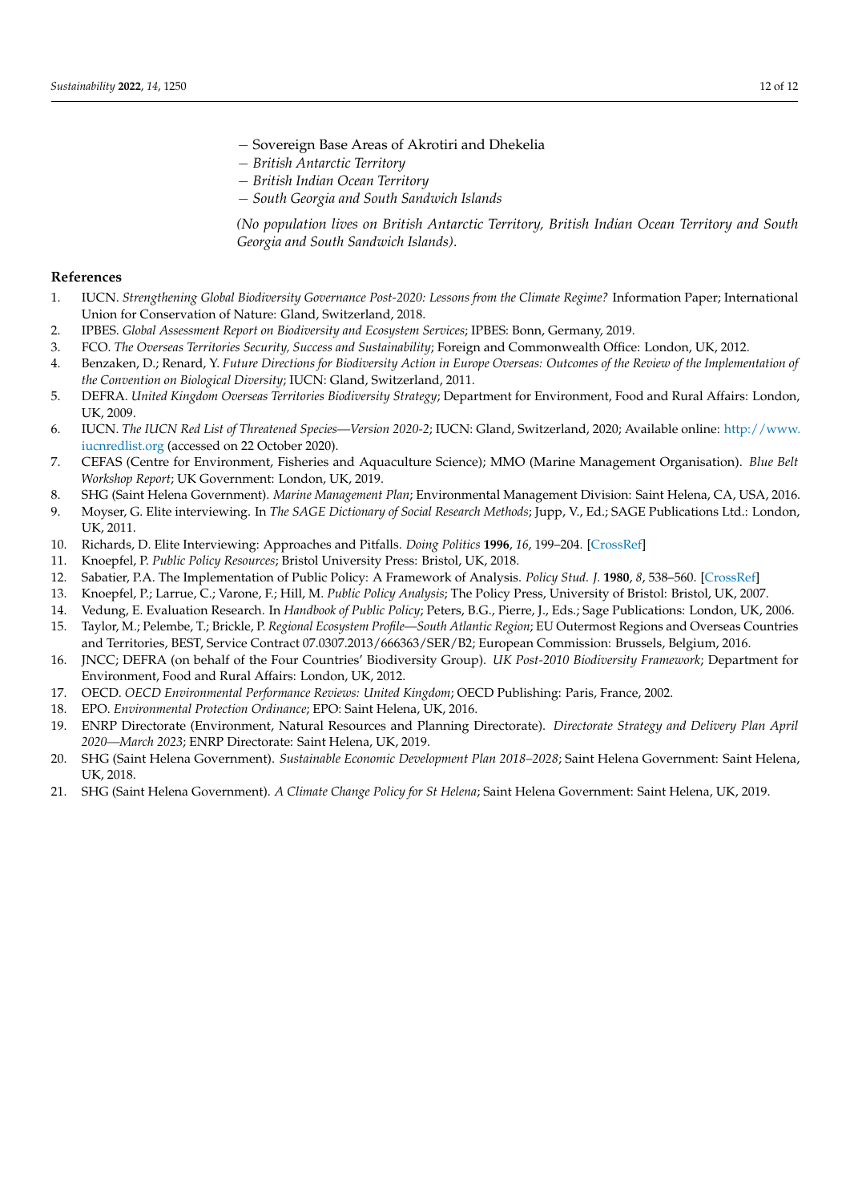- Sovereign Base Areas of Akrotiri and Dhekelia
- *British Antarctic Territory*
- *British Indian Ocean Territory*
- *South Georgia and South Sandwich Islands*

*(No population lives on British Antarctic Territory, British Indian Ocean Territory and South Georgia and South Sandwich Islands).*

## References

1. IUCN. *Strengthening Global Biodiversity Governance Post-2020: Lessons from the Climate Regime?* Information Paper; International Union for Conservation of Nature: Gland, Switzerland, 2018.
2. IPBES. *Global Assessment Report on Biodiversity and Ecosystem Services*; IPBES: Bonn, Germany, 2019.
3. FCO. *The Overseas Territories Security, Success and Sustainability*; Foreign and Commonwealth Office: London, UK, 2012.
4. Benzaken, D.; Renard, Y. *Future Directions for Biodiversity Action in Europe Overseas: Outcomes of the Review of the Implementation of the Convention on Biological Diversity*; IUCN: Gland, Switzerland, 2011.
5. DEFRA. *United Kingdom Overseas Territories Biodiversity Strategy*; Department for Environment, Food and Rural Affairs: London, UK, 2009.
6. IUCN. *The IUCN Red List of Threatened Species—Version 2020-2*; IUCN: Gland, Switzerland, 2020; Available online: http://www.iucnredlist.org (accessed on 22 October 2020).
7. CEFAS (Centre for Environment, Fisheries and Aquaculture Science); MMO (Marine Management Organisation). *Blue Belt Workshop Report*; UK Government: London, UK, 2019.
8. SHG (Saint Helena Government). *Marine Management Plan*; Environmental Management Division: Saint Helena, CA, USA, 2016.
9. Moyser, G. Elite interviewing. In *The SAGE Dictionary of Social Research Methods*; Jupp, V., Ed.; SAGE Publications Ltd.: London, UK, 2011.
10. Richards, D. Elite Interviewing: Approaches and Pitfalls. *Doing Politics* **1996**, *16*, 199–204. [CrossRef]
11. Knoepfel, P. *Public Policy Resources*; Bristol University Press: Bristol, UK, 2018.
12. Sabatier, P.A. The Implementation of Public Policy: A Framework of Analysis. *Policy Stud. J.* **1980**, *8*, 538–560. [CrossRef]
13. Knoepfel, P.; Larrue, C.; Varone, F.; Hill, M. *Public Policy Analysis*; The Policy Press, University of Bristol: Bristol, UK, 2007.
14. Vedung, E. Evaluation Research. In *Handbook of Public Policy*; Peters, B.G., Pierre, J., Eds.; Sage Publications: London, UK, 2006.
15. Taylor, M.; Pelembe, T.; Brickle, P. *Regional Ecosystem Profile—South Atlantic Region*; EU Outermost Regions and Overseas Countries and Territories, BEST, Service Contract 07.0307.2013/666363/SER/B2; European Commission: Brussels, Belgium, 2016.
16. JNCC; DEFRA (on behalf of the Four Countries' Biodiversity Group). *UK Post-2010 Biodiversity Framework*; Department for Environment, Food and Rural Affairs: London, UK, 2012.
17. OECD. *OECD Environmental Performance Reviews: United Kingdom*; OECD Publishing: Paris, France, 2002.
18. EPO. *Environmental Protection Ordinance*; EPO: Saint Helena, UK, 2016.
19. ENRP Directorate (Environment, Natural Resources and Planning Directorate). *Directorate Strategy and Delivery Plan April 2020—March 2023*; ENRP Directorate: Saint Helena, UK, 2019.
20. SHG (Saint Helena Government). *Sustainable Economic Development Plan 2018–2028*; Saint Helena Government: Saint Helena, UK, 2018.
21. SHG (Saint Helena Government). *A Climate Change Policy for St Helena*; Saint Helena Government: Saint Helena, UK, 2019.